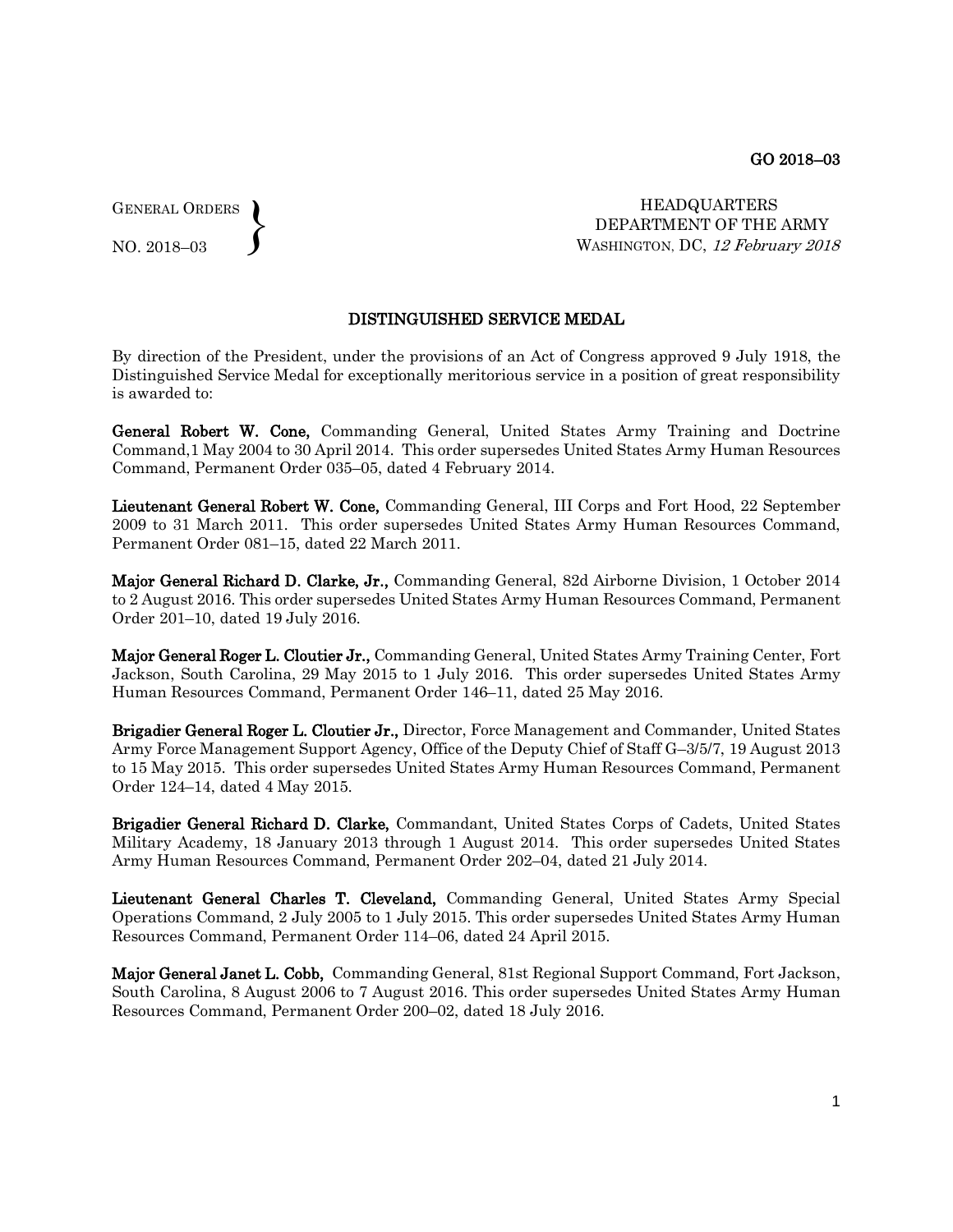GO 2018–03

GENERAL ORDERS
NO. 2018–03

HEADQUARTERS
DEPARTMENT OF THE ARMY
WASHINGTON, DC, *12 February 2018*

## DISTINGUISHED SERVICE MEDAL

By direction of the President, under the provisions of an Act of Congress approved 9 July 1918, the Distinguished Service Medal for exceptionally meritorious service in a position of great responsibility is awarded to:

**General Robert W. Cone,** Commanding General, United States Army Training and Doctrine Command,1 May 2004 to 30 April 2014. This order supersedes United States Army Human Resources Command, Permanent Order 035–05, dated 4 February 2014.

**Lieutenant General Robert W. Cone,** Commanding General, III Corps and Fort Hood, 22 September 2009 to 31 March 2011. This order supersedes United States Army Human Resources Command, Permanent Order 081–15, dated 22 March 2011.

**Major General Richard D. Clarke, Jr.,** Commanding General, 82d Airborne Division, 1 October 2014 to 2 August 2016. This order supersedes United States Army Human Resources Command, Permanent Order 201–10, dated 19 July 2016.

**Major General Roger L. Cloutier Jr.,** Commanding General, United States Army Training Center, Fort Jackson, South Carolina, 29 May 2015 to 1 July 2016. This order supersedes United States Army Human Resources Command, Permanent Order 146–11, dated 25 May 2016.

**Brigadier General Roger L. Cloutier Jr.,** Director, Force Management and Commander, United States Army Force Management Support Agency, Office of the Deputy Chief of Staff G–3/5/7, 19 August 2013 to 15 May 2015. This order supersedes United States Army Human Resources Command, Permanent Order 124–14, dated 4 May 2015.

**Brigadier General Richard D. Clarke,** Commandant, United States Corps of Cadets, United States Military Academy, 18 January 2013 through 1 August 2014. This order supersedes United States Army Human Resources Command, Permanent Order 202–04, dated 21 July 2014.

**Lieutenant General Charles T. Cleveland,** Commanding General, United States Army Special Operations Command, 2 July 2005 to 1 July 2015. This order supersedes United States Army Human Resources Command, Permanent Order 114–06, dated 24 April 2015.

**Major General Janet L. Cobb,** Commanding General, 81st Regional Support Command, Fort Jackson, South Carolina, 8 August 2006 to 7 August 2016. This order supersedes United States Army Human Resources Command, Permanent Order 200–02, dated 18 July 2016.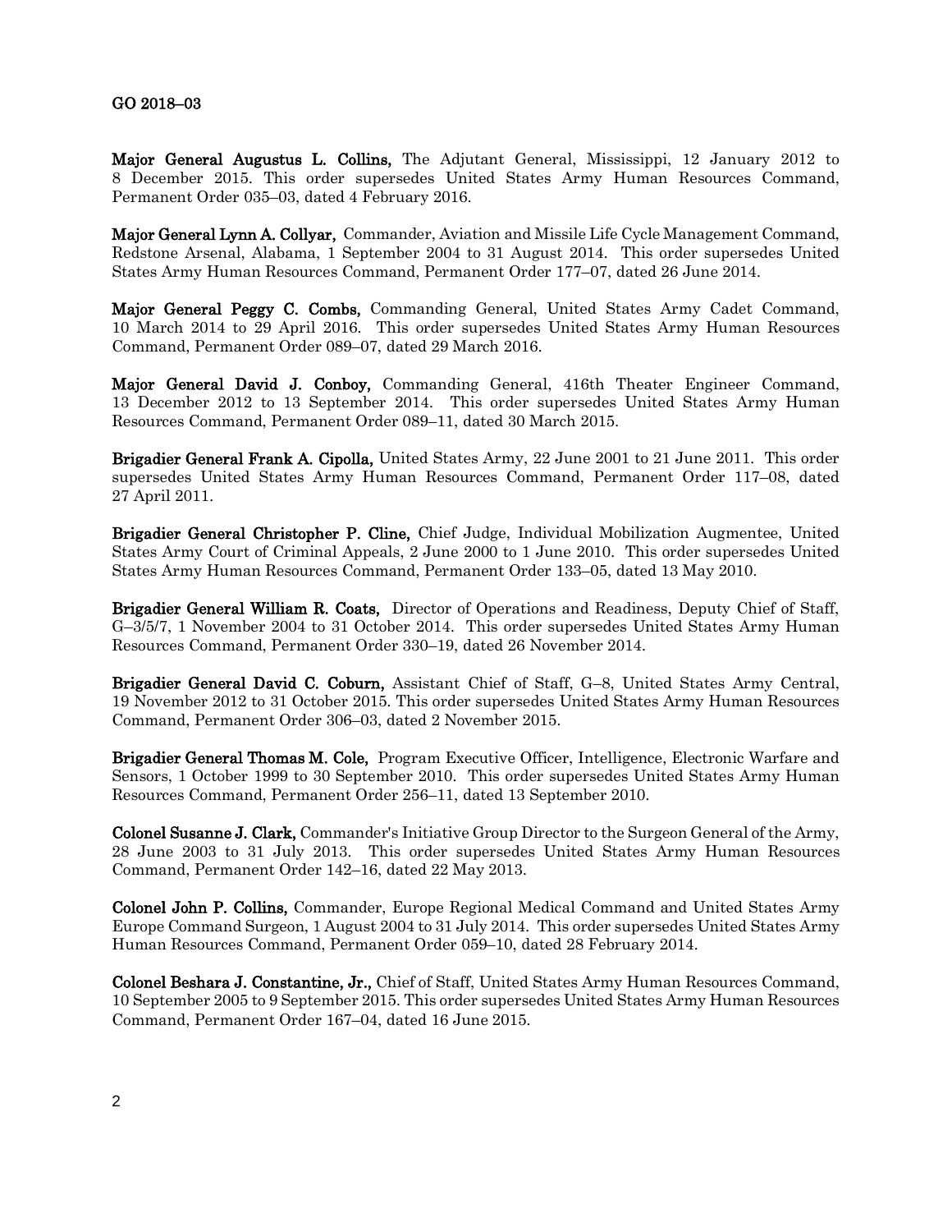**Major General Augustus L. Collins,** The Adjutant General, Mississippi, 12 January 2012 to 8 December 2015. This order supersedes United States Army Human Resources Command, Permanent Order 035–03, dated 4 February 2016.

**Major General Lynn A. Collyar,** Commander, Aviation and Missile Life Cycle Management Command, Redstone Arsenal, Alabama, 1 September 2004 to 31 August 2014. This order supersedes United States Army Human Resources Command, Permanent Order 177–07, dated 26 June 2014.

**Major General Peggy C. Combs,** Commanding General, United States Army Cadet Command, 10 March 2014 to 29 April 2016. This order supersedes United States Army Human Resources Command, Permanent Order 089–07, dated 29 March 2016.

**Major General David J. Conboy,** Commanding General, 416th Theater Engineer Command, 13 December 2012 to 13 September 2014. This order supersedes United States Army Human Resources Command, Permanent Order 089–11, dated 30 March 2015.

**Brigadier General Frank A. Cipolla,** United States Army, 22 June 2001 to 21 June 2011. This order supersedes United States Army Human Resources Command, Permanent Order 117–08, dated 27 April 2011.

**Brigadier General Christopher P. Cline,** Chief Judge, Individual Mobilization Augmentee, United States Army Court of Criminal Appeals, 2 June 2000 to 1 June 2010. This order supersedes United States Army Human Resources Command, Permanent Order 133–05, dated 13 May 2010.

**Brigadier General William R. Coats,** Director of Operations and Readiness, Deputy Chief of Staff, G–3/5/7, 1 November 2004 to 31 October 2014. This order supersedes United States Army Human Resources Command, Permanent Order 330–19, dated 26 November 2014.

**Brigadier General David C. Coburn,** Assistant Chief of Staff, G–8, United States Army Central, 19 November 2012 to 31 October 2015. This order supersedes United States Army Human Resources Command, Permanent Order 306–03, dated 2 November 2015.

**Brigadier General Thomas M. Cole,** Program Executive Officer, Intelligence, Electronic Warfare and Sensors, 1 October 1999 to 30 September 2010. This order supersedes United States Army Human Resources Command, Permanent Order 256–11, dated 13 September 2010.

**Colonel Susanne J. Clark,** Commander's Initiative Group Director to the Surgeon General of the Army, 28 June 2003 to 31 July 2013. This order supersedes United States Army Human Resources Command, Permanent Order 142–16, dated 22 May 2013.

**Colonel John P. Collins,** Commander, Europe Regional Medical Command and United States Army Europe Command Surgeon, 1 August 2004 to 31 July 2014. This order supersedes United States Army Human Resources Command, Permanent Order 059–10, dated 28 February 2014.

**Colonel Beshara J. Constantine, Jr.,** Chief of Staff, United States Army Human Resources Command, 10 September 2005 to 9 September 2015. This order supersedes United States Army Human Resources Command, Permanent Order 167–04, dated 16 June 2015.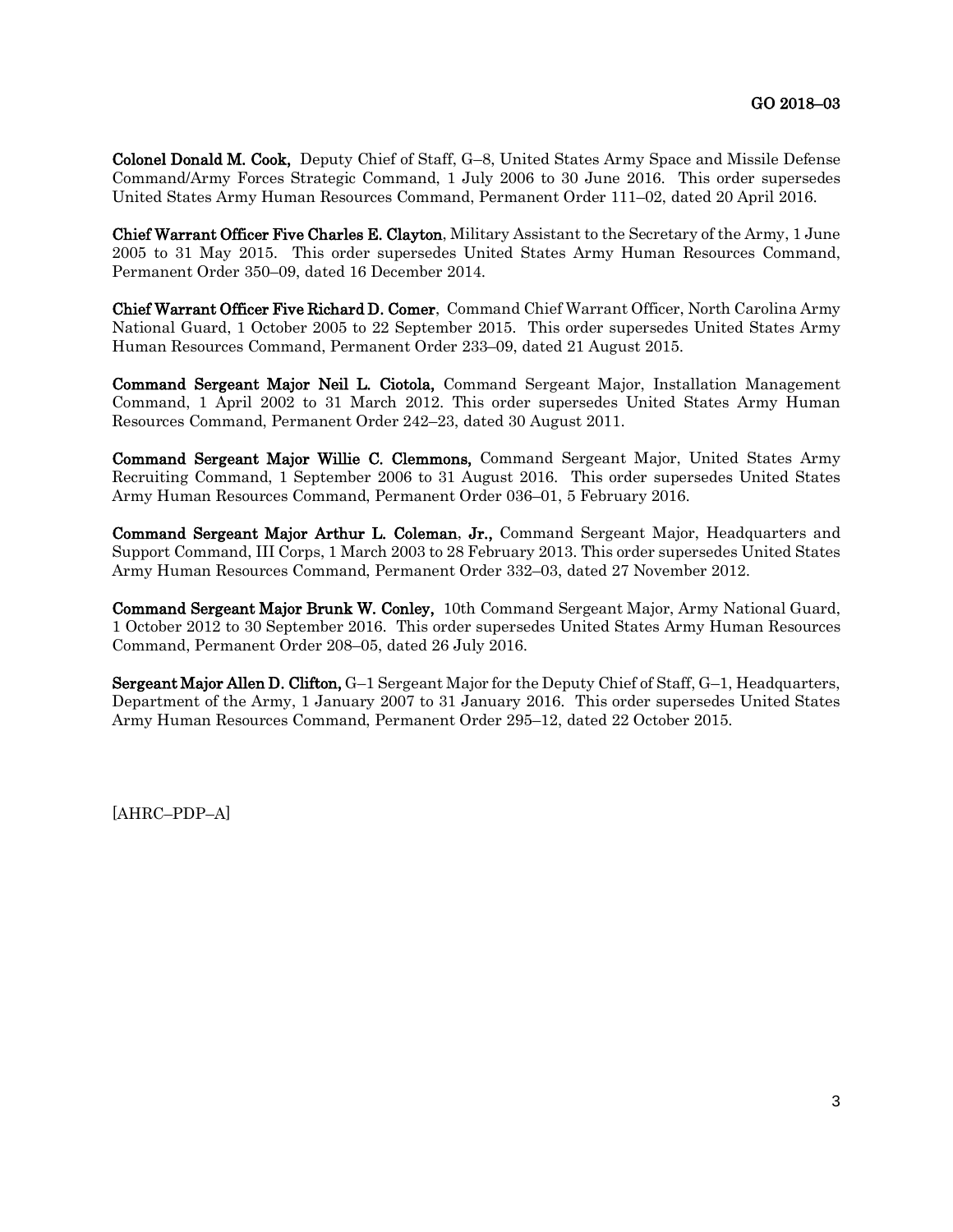**Colonel Donald M. Cook,** Deputy Chief of Staff, G–8, United States Army Space and Missile Defense Command/Army Forces Strategic Command, 1 July 2006 to 30 June 2016. This order supersedes United States Army Human Resources Command, Permanent Order 111–02, dated 20 April 2016.

**Chief Warrant Officer Five Charles E. Clayton**, Military Assistant to the Secretary of the Army, 1 June 2005 to 31 May 2015. This order supersedes United States Army Human Resources Command, Permanent Order 350–09, dated 16 December 2014.

**Chief Warrant Officer Five Richard D. Comer**, Command Chief Warrant Officer, North Carolina Army National Guard, 1 October 2005 to 22 September 2015. This order supersedes United States Army Human Resources Command, Permanent Order 233–09, dated 21 August 2015.

**Command Sergeant Major Neil L. Ciotola,** Command Sergeant Major, Installation Management Command, 1 April 2002 to 31 March 2012. This order supersedes United States Army Human Resources Command, Permanent Order 242–23, dated 30 August 2011.

**Command Sergeant Major Willie C. Clemmons,** Command Sergeant Major, United States Army Recruiting Command, 1 September 2006 to 31 August 2016. This order supersedes United States Army Human Resources Command, Permanent Order 036–01, 5 February 2016.

**Command Sergeant Major Arthur L. Coleman, Jr.,** Command Sergeant Major, Headquarters and Support Command, III Corps, 1 March 2003 to 28 February 2013. This order supersedes United States Army Human Resources Command, Permanent Order 332–03, dated 27 November 2012.

**Command Sergeant Major Brunk W. Conley,** 10th Command Sergeant Major, Army National Guard, 1 October 2012 to 30 September 2016. This order supersedes United States Army Human Resources Command, Permanent Order 208–05, dated 26 July 2016.

**Sergeant Major Allen D. Clifton,** G–1 Sergeant Major for the Deputy Chief of Staff, G–1, Headquarters, Department of the Army, 1 January 2007 to 31 January 2016. This order supersedes United States Army Human Resources Command, Permanent Order 295–12, dated 22 October 2015.

[AHRC–PDP–A]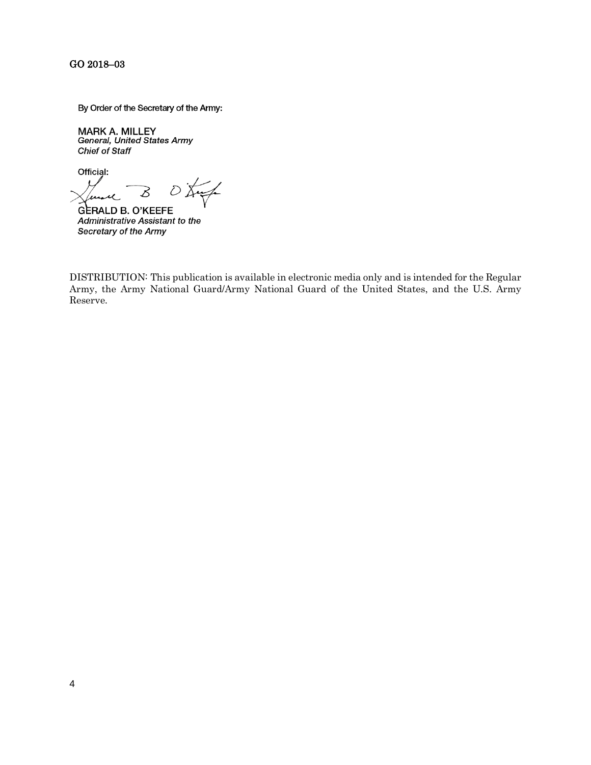By Order of the Secretary of the Army:

**MARK A. MILLEY**
*General, United States Army*
*Chief of Staff*

Official:

**GERALD B. O'KEEFE**
*Administrative Assistant to the*
*Secretary of the Army*

DISTRIBUTION: This publication is available in electronic media only and is intended for the Regular Army, the Army National Guard/Army National Guard of the United States, and the U.S. Army Reserve.